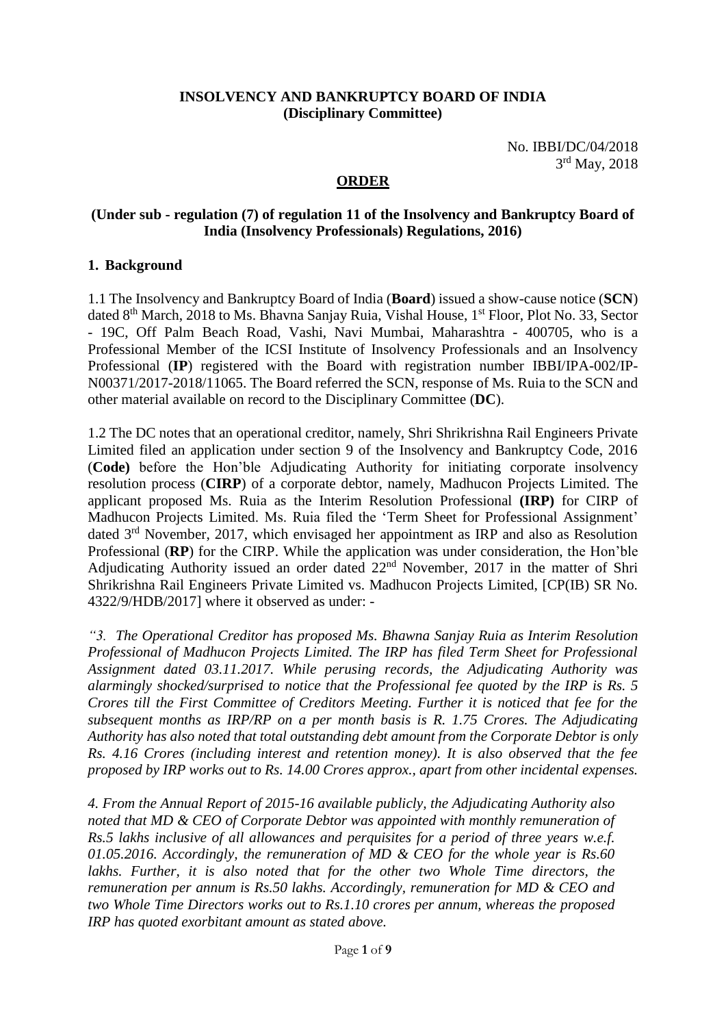**INSOLVENCY AND BANKRUPTCY BOARD OF INDIA**
**(Disciplinary Committee)**

No. IBBI/DC/04/2018
3rd May, 2018

## ORDER

**(Under sub - regulation (7) of regulation 11 of the Insolvency and Bankruptcy Board of India (Insolvency Professionals) Regulations, 2016)**

### 1. Background

1.1 The Insolvency and Bankruptcy Board of India (**Board**) issued a show-cause notice (**SCN**) dated 8th March, 2018 to Ms. Bhavna Sanjay Ruia, Vishal House, 1st Floor, Plot No. 33, Sector - 19C, Off Palm Beach Road, Vashi, Navi Mumbai, Maharashtra - 400705, who is a Professional Member of the ICSI Institute of Insolvency Professionals and an Insolvency Professional (**IP**) registered with the Board with registration number IBBI/IPA-002/IP-N00371/2017-2018/11065. The Board referred the SCN, response of Ms. Ruia to the SCN and other material available on record to the Disciplinary Committee (**DC**).

1.2 The DC notes that an operational creditor, namely, Shri Shrikrishna Rail Engineers Private Limited filed an application under section 9 of the Insolvency and Bankruptcy Code, 2016 (**Code)** before the Hon'ble Adjudicating Authority for initiating corporate insolvency resolution process (**CIRP**) of a corporate debtor, namely, Madhucon Projects Limited. The applicant proposed Ms. Ruia as the Interim Resolution Professional **(IRP)** for CIRP of Madhucon Projects Limited. Ms. Ruia filed the 'Term Sheet for Professional Assignment' dated 3rd November, 2017, which envisaged her appointment as IRP and also as Resolution Professional (**RP**) for the CIRP. While the application was under consideration, the Hon'ble Adjudicating Authority issued an order dated 22nd November, 2017 in the matter of Shri Shrikrishna Rail Engineers Private Limited vs. Madhucon Projects Limited, [CP(IB) SR No. 4322/9/HDB/2017] where it observed as under: -

*"3. The Operational Creditor has proposed Ms. Bhawna Sanjay Ruia as Interim Resolution Professional of Madhucon Projects Limited. The IRP has filed Term Sheet for Professional Assignment dated 03.11.2017. While perusing records, the Adjudicating Authority was alarmingly shocked/surprised to notice that the Professional fee quoted by the IRP is Rs. 5 Crores till the First Committee of Creditors Meeting. Further it is noticed that fee for the subsequent months as IRP/RP on a per month basis is R. 1.75 Crores. The Adjudicating Authority has also noted that total outstanding debt amount from the Corporate Debtor is only Rs. 4.16 Crores (including interest and retention money). It is also observed that the fee proposed by IRP works out to Rs. 14.00 Crores approx., apart from other incidental expenses.*

*4. From the Annual Report of 2015-16 available publicly, the Adjudicating Authority also noted that MD & CEO of Corporate Debtor was appointed with monthly remuneration of Rs.5 lakhs inclusive of all allowances and perquisites for a period of three years w.e.f. 01.05.2016. Accordingly, the remuneration of MD & CEO for the whole year is Rs.60 lakhs. Further, it is also noted that for the other two Whole Time directors, the remuneration per annum is Rs.50 lakhs. Accordingly, remuneration for MD & CEO and two Whole Time Directors works out to Rs.1.10 crores per annum, whereas the proposed IRP has quoted exorbitant amount as stated above.*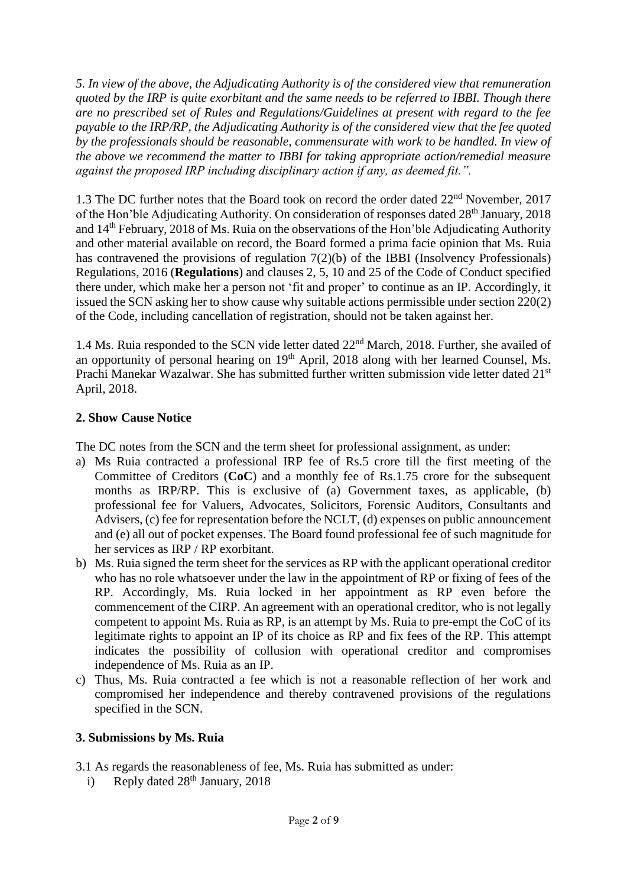*5. In view of the above, the Adjudicating Authority is of the considered view that remuneration quoted by the IRP is quite exorbitant and the same needs to be referred to IBBI. Though there are no prescribed set of Rules and Regulations/Guidelines at present with regard to the fee payable to the IRP/RP, the Adjudicating Authority is of the considered view that the fee quoted by the professionals should be reasonable, commensurate with work to be handled. In view of the above we recommend the matter to IBBI for taking appropriate action/remedial measure against the proposed IRP including disciplinary action if any, as deemed fit.".*

1.3 The DC further notes that the Board took on record the order dated 22nd November, 2017 of the Hon'ble Adjudicating Authority. On consideration of responses dated 28th January, 2018 and 14th February, 2018 of Ms. Ruia on the observations of the Hon'ble Adjudicating Authority and other material available on record, the Board formed a prima facie opinion that Ms. Ruia has contravened the provisions of regulation 7(2)(b) of the IBBI (Insolvency Professionals) Regulations, 2016 (**Regulations**) and clauses 2, 5, 10 and 25 of the Code of Conduct specified there under, which make her a person not 'fit and proper' to continue as an IP. Accordingly, it issued the SCN asking her to show cause why suitable actions permissible under section 220(2) of the Code, including cancellation of registration, should not be taken against her.

1.4 Ms. Ruia responded to the SCN vide letter dated 22nd March, 2018. Further, she availed of an opportunity of personal hearing on 19th April, 2018 along with her learned Counsel, Ms. Prachi Manekar Wazalwar. She has submitted further written submission vide letter dated 21st April, 2018.

## 2. Show Cause Notice

The DC notes from the SCN and the term sheet for professional assignment, as under:

a) Ms Ruia contracted a professional IRP fee of Rs.5 crore till the first meeting of the Committee of Creditors (**CoC**) and a monthly fee of Rs.1.75 crore for the subsequent months as IRP/RP. This is exclusive of (a) Government taxes, as applicable, (b) professional fee for Valuers, Advocates, Solicitors, Forensic Auditors, Consultants and Advisers, (c) fee for representation before the NCLT, (d) expenses on public announcement and (e) all out of pocket expenses. The Board found professional fee of such magnitude for her services as IRP / RP exorbitant.

b) Ms. Ruia signed the term sheet for the services as RP with the applicant operational creditor who has no role whatsoever under the law in the appointment of RP or fixing of fees of the RP. Accordingly, Ms. Ruia locked in her appointment as RP even before the commencement of the CIRP. An agreement with an operational creditor, who is not legally competent to appoint Ms. Ruia as RP, is an attempt by Ms. Ruia to pre-empt the CoC of its legitimate rights to appoint an IP of its choice as RP and fix fees of the RP. This attempt indicates the possibility of collusion with operational creditor and compromises independence of Ms. Ruia as an IP.

c) Thus, Ms. Ruia contracted a fee which is not a reasonable reflection of her work and compromised her independence and thereby contravened provisions of the regulations specified in the SCN.

## 3. Submissions by Ms. Ruia

3.1 As regards the reasonableness of fee, Ms. Ruia has submitted as under:

i) Reply dated 28th January, 2018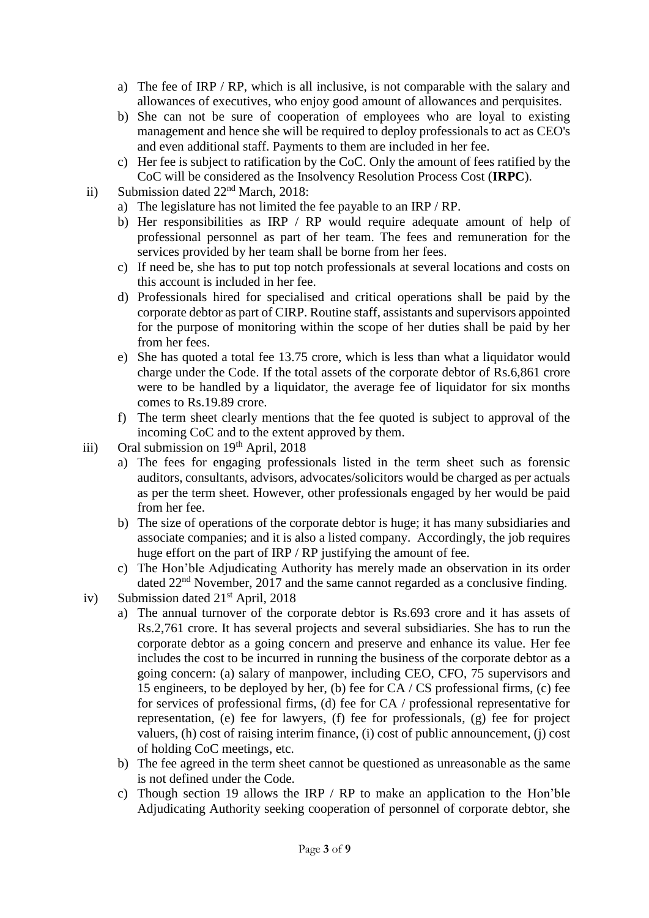a) The fee of IRP / RP, which is all inclusive, is not comparable with the salary and allowances of executives, who enjoy good amount of allowances and perquisites.
b) She can not be sure of cooperation of employees who are loyal to existing management and hence she will be required to deploy professionals to act as CEO's and even additional staff. Payments to them are included in her fee.
c) Her fee is subject to ratification by the CoC. Only the amount of fees ratified by the CoC will be considered as the Insolvency Resolution Process Cost (**IRPC**).

ii) Submission dated 22nd March, 2018:

a) The legislature has not limited the fee payable to an IRP / RP.
b) Her responsibilities as IRP / RP would require adequate amount of help of professional personnel as part of her team. The fees and remuneration for the services provided by her team shall be borne from her fees.
c) If need be, she has to put top notch professionals at several locations and costs on this account is included in her fee.
d) Professionals hired for specialised and critical operations shall be paid by the corporate debtor as part of CIRP. Routine staff, assistants and supervisors appointed for the purpose of monitoring within the scope of her duties shall be paid by her from her fees.
e) She has quoted a total fee 13.75 crore, which is less than what a liquidator would charge under the Code. If the total assets of the corporate debtor of Rs.6,861 crore were to be handled by a liquidator, the average fee of liquidator for six months comes to Rs.19.89 crore.
f) The term sheet clearly mentions that the fee quoted is subject to approval of the incoming CoC and to the extent approved by them.

iii) Oral submission on 19th April, 2018

a) The fees for engaging professionals listed in the term sheet such as forensic auditors, consultants, advisors, advocates/solicitors would be charged as per actuals as per the term sheet. However, other professionals engaged by her would be paid from her fee.
b) The size of operations of the corporate debtor is huge; it has many subsidiaries and associate companies; and it is also a listed company. Accordingly, the job requires huge effort on the part of IRP / RP justifying the amount of fee.
c) The Hon'ble Adjudicating Authority has merely made an observation in its order dated 22nd November, 2017 and the same cannot regarded as a conclusive finding.

iv) Submission dated 21st April, 2018

a) The annual turnover of the corporate debtor is Rs.693 crore and it has assets of Rs.2,761 crore. It has several projects and several subsidiaries. She has to run the corporate debtor as a going concern and preserve and enhance its value. Her fee includes the cost to be incurred in running the business of the corporate debtor as a going concern: (a) salary of manpower, including CEO, CFO, 75 supervisors and 15 engineers, to be deployed by her, (b) fee for CA / CS professional firms, (c) fee for services of professional firms, (d) fee for CA / professional representative for representation, (e) fee for lawyers, (f) fee for professionals, (g) fee for project valuers, (h) cost of raising interim finance, (i) cost of public announcement, (j) cost of holding CoC meetings, etc.
b) The fee agreed in the term sheet cannot be questioned as unreasonable as the same is not defined under the Code.
c) Though section 19 allows the IRP / RP to make an application to the Hon'ble Adjudicating Authority seeking cooperation of personnel of corporate debtor, she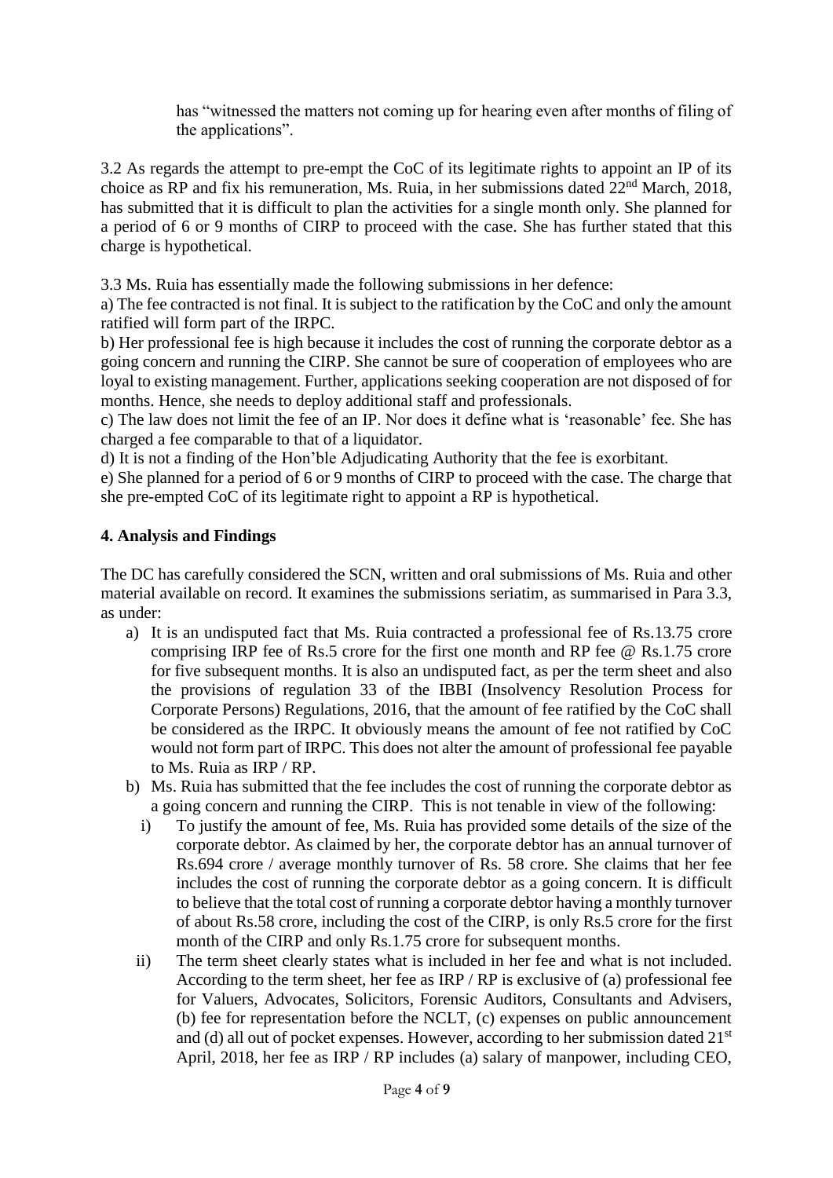has "witnessed the matters not coming up for hearing even after months of filing of the applications".

3.2 As regards the attempt to pre-empt the CoC of its legitimate rights to appoint an IP of its choice as RP and fix his remuneration, Ms. Ruia, in her submissions dated 22nd March, 2018, has submitted that it is difficult to plan the activities for a single month only. She planned for a period of 6 or 9 months of CIRP to proceed with the case. She has further stated that this charge is hypothetical.

3.3 Ms. Ruia has essentially made the following submissions in her defence:

a) The fee contracted is not final. It is subject to the ratification by the CoC and only the amount ratified will form part of the IRPC.

b) Her professional fee is high because it includes the cost of running the corporate debtor as a going concern and running the CIRP. She cannot be sure of cooperation of employees who are loyal to existing management. Further, applications seeking cooperation are not disposed of for months. Hence, she needs to deploy additional staff and professionals.

c) The law does not limit the fee of an IP. Nor does it define what is 'reasonable' fee. She has charged a fee comparable to that of a liquidator.

d) It is not a finding of the Hon'ble Adjudicating Authority that the fee is exorbitant.

e) She planned for a period of 6 or 9 months of CIRP to proceed with the case. The charge that she pre-empted CoC of its legitimate right to appoint a RP is hypothetical.

## 4. Analysis and Findings

The DC has carefully considered the SCN, written and oral submissions of Ms. Ruia and other material available on record. It examines the submissions seriatim, as summarised in Para 3.3, as under:

a) It is an undisputed fact that Ms. Ruia contracted a professional fee of Rs.13.75 crore comprising IRP fee of Rs.5 crore for the first one month and RP fee @ Rs.1.75 crore for five subsequent months. It is also an undisputed fact, as per the term sheet and also the provisions of regulation 33 of the IBBI (Insolvency Resolution Process for Corporate Persons) Regulations, 2016, that the amount of fee ratified by the CoC shall be considered as the IRPC. It obviously means the amount of fee not ratified by CoC would not form part of IRPC. This does not alter the amount of professional fee payable to Ms. Ruia as IRP / RP.

b) Ms. Ruia has submitted that the fee includes the cost of running the corporate debtor as a going concern and running the CIRP. This is not tenable in view of the following:

   i) To justify the amount of fee, Ms. Ruia has provided some details of the size of the corporate debtor. As claimed by her, the corporate debtor has an annual turnover of Rs.694 crore / average monthly turnover of Rs. 58 crore. She claims that her fee includes the cost of running the corporate debtor as a going concern. It is difficult to believe that the total cost of running a corporate debtor having a monthly turnover of about Rs.58 crore, including the cost of the CIRP, is only Rs.5 crore for the first month of the CIRP and only Rs.1.75 crore for subsequent months.

   ii) The term sheet clearly states what is included in her fee and what is not included. According to the term sheet, her fee as IRP / RP is exclusive of (a) professional fee for Valuers, Advocates, Solicitors, Forensic Auditors, Consultants and Advisers, (b) fee for representation before the NCLT, (c) expenses on public announcement and (d) all out of pocket expenses. However, according to her submission dated 21st April, 2018, her fee as IRP / RP includes (a) salary of manpower, including CEO,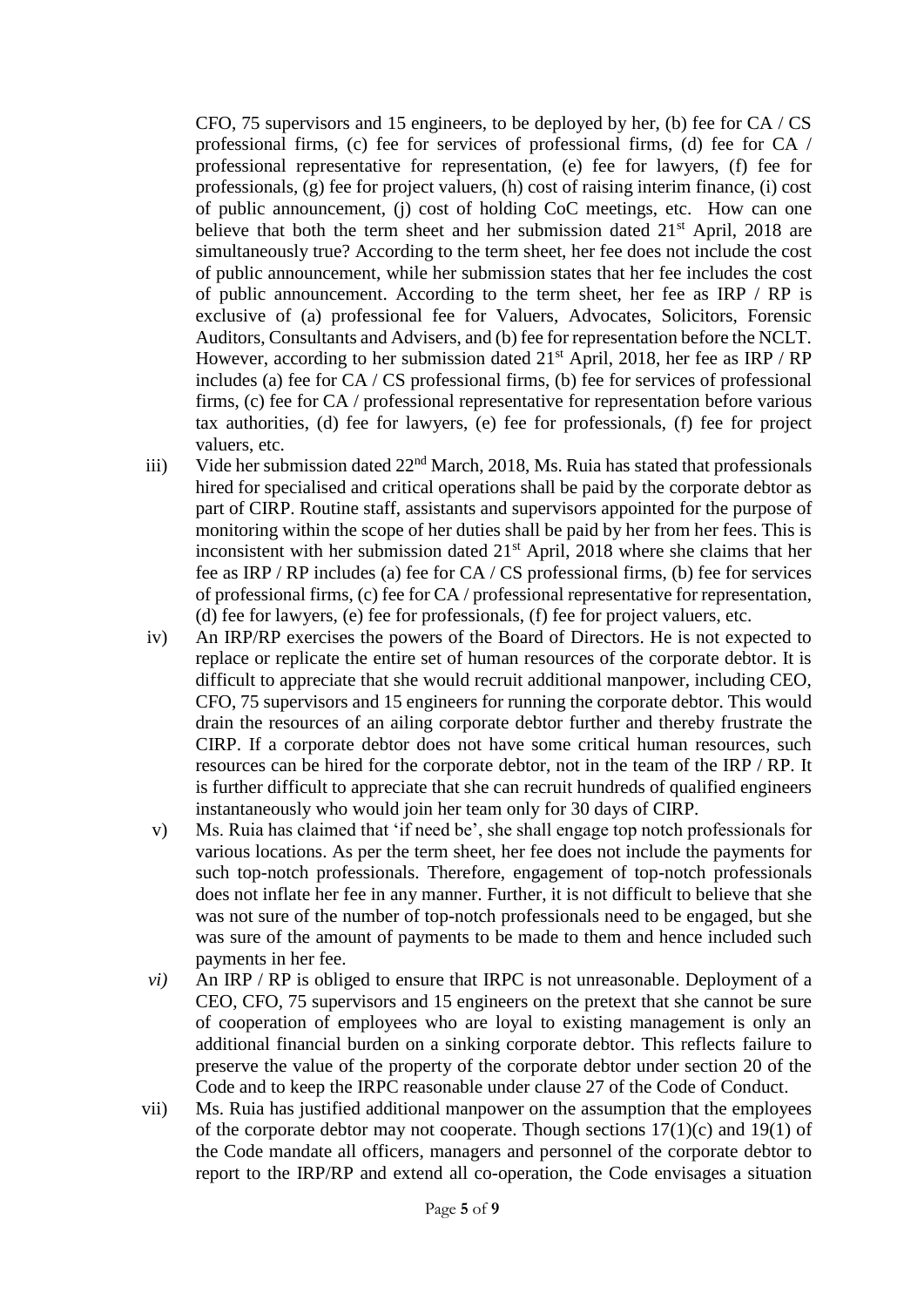CFO, 75 supervisors and 15 engineers, to be deployed by her, (b) fee for CA / CS professional firms, (c) fee for services of professional firms, (d) fee for CA / professional representative for representation, (e) fee for lawyers, (f) fee for professionals, (g) fee for project valuers, (h) cost of raising interim finance, (i) cost of public announcement, (j) cost of holding CoC meetings, etc. How can one believe that both the term sheet and her submission dated 21st April, 2018 are simultaneously true? According to the term sheet, her fee does not include the cost of public announcement, while her submission states that her fee includes the cost of public announcement. According to the term sheet, her fee as IRP / RP is exclusive of (a) professional fee for Valuers, Advocates, Solicitors, Forensic Auditors, Consultants and Advisers, and (b) fee for representation before the NCLT. However, according to her submission dated 21st April, 2018, her fee as IRP / RP includes (a) fee for CA / CS professional firms, (b) fee for services of professional firms, (c) fee for CA / professional representative for representation before various tax authorities, (d) fee for lawyers, (e) fee for professionals, (f) fee for project valuers, etc.

iii) Vide her submission dated 22nd March, 2018, Ms. Ruia has stated that professionals hired for specialised and critical operations shall be paid by the corporate debtor as part of CIRP. Routine staff, assistants and supervisors appointed for the purpose of monitoring within the scope of her duties shall be paid by her from her fees. This is inconsistent with her submission dated 21st April, 2018 where she claims that her fee as IRP / RP includes (a) fee for CA / CS professional firms, (b) fee for services of professional firms, (c) fee for CA / professional representative for representation, (d) fee for lawyers, (e) fee for professionals, (f) fee for project valuers, etc.

iv) An IRP/RP exercises the powers of the Board of Directors. He is not expected to replace or replicate the entire set of human resources of the corporate debtor. It is difficult to appreciate that she would recruit additional manpower, including CEO, CFO, 75 supervisors and 15 engineers for running the corporate debtor. This would drain the resources of an ailing corporate debtor further and thereby frustrate the CIRP. If a corporate debtor does not have some critical human resources, such resources can be hired for the corporate debtor, not in the team of the IRP / RP. It is further difficult to appreciate that she can recruit hundreds of qualified engineers instantaneously who would join her team only for 30 days of CIRP.

v) Ms. Ruia has claimed that 'if need be', she shall engage top notch professionals for various locations. As per the term sheet, her fee does not include the payments for such top-notch professionals. Therefore, engagement of top-notch professionals does not inflate her fee in any manner. Further, it is not difficult to believe that she was not sure of the number of top-notch professionals need to be engaged, but she was sure of the amount of payments to be made to them and hence included such payments in her fee.

*vi)* An IRP / RP is obliged to ensure that IRPC is not unreasonable. Deployment of a CEO, CFO, 75 supervisors and 15 engineers on the pretext that she cannot be sure of cooperation of employees who are loyal to existing management is only an additional financial burden on a sinking corporate debtor. This reflects failure to preserve the value of the property of the corporate debtor under section 20 of the Code and to keep the IRPC reasonable under clause 27 of the Code of Conduct.

vii) Ms. Ruia has justified additional manpower on the assumption that the employees of the corporate debtor may not cooperate. Though sections 17(1)(c) and 19(1) of the Code mandate all officers, managers and personnel of the corporate debtor to report to the IRP/RP and extend all co-operation, the Code envisages a situation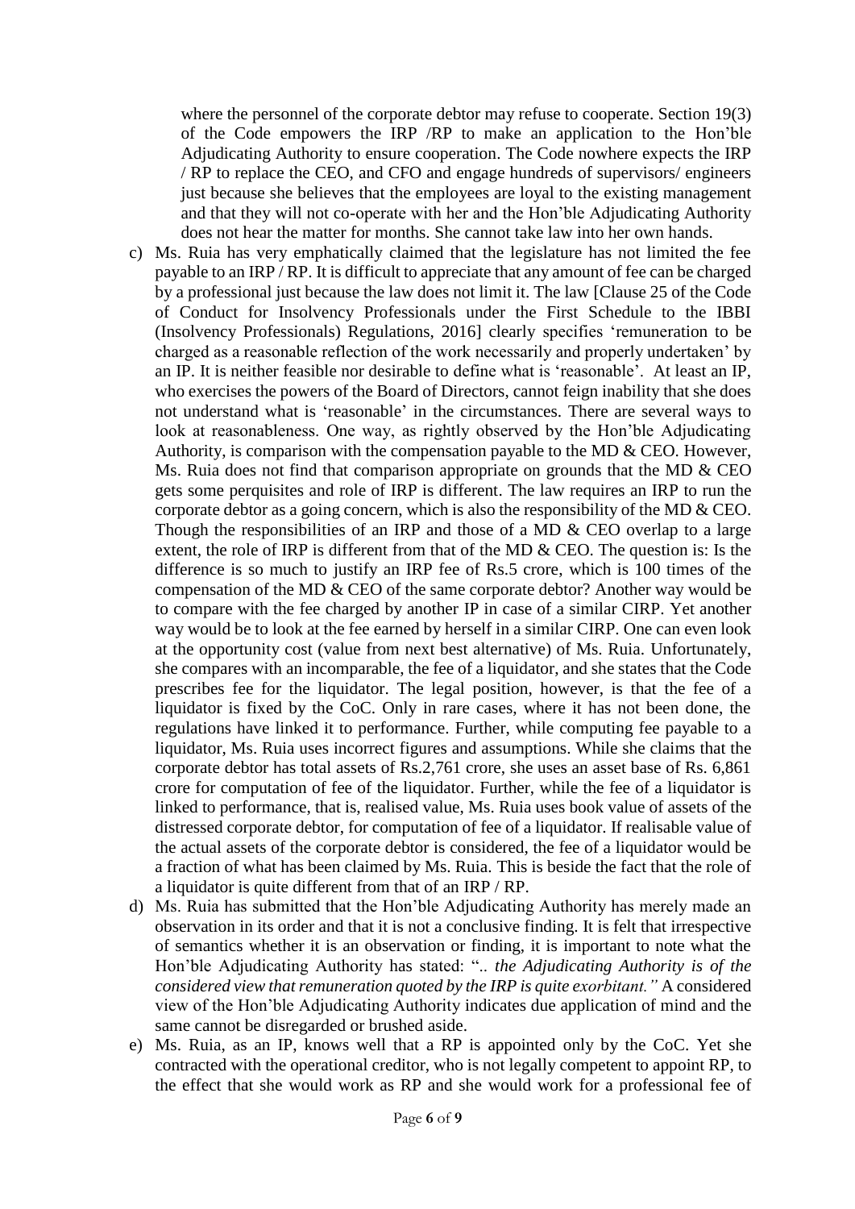where the personnel of the corporate debtor may refuse to cooperate. Section 19(3) of the Code empowers the IRP /RP to make an application to the Hon'ble Adjudicating Authority to ensure cooperation. The Code nowhere expects the IRP / RP to replace the CEO, and CFO and engage hundreds of supervisors/ engineers just because she believes that the employees are loyal to the existing management and that they will not co-operate with her and the Hon'ble Adjudicating Authority does not hear the matter for months. She cannot take law into her own hands.

c) Ms. Ruia has very emphatically claimed that the legislature has not limited the fee payable to an IRP / RP. It is difficult to appreciate that any amount of fee can be charged by a professional just because the law does not limit it. The law [Clause 25 of the Code of Conduct for Insolvency Professionals under the First Schedule to the IBBI (Insolvency Professionals) Regulations, 2016] clearly specifies 'remuneration to be charged as a reasonable reflection of the work necessarily and properly undertaken' by an IP. It is neither feasible nor desirable to define what is 'reasonable'. At least an IP, who exercises the powers of the Board of Directors, cannot feign inability that she does not understand what is 'reasonable' in the circumstances. There are several ways to look at reasonableness. One way, as rightly observed by the Hon'ble Adjudicating Authority, is comparison with the compensation payable to the MD & CEO. However, Ms. Ruia does not find that comparison appropriate on grounds that the MD & CEO gets some perquisites and role of IRP is different. The law requires an IRP to run the corporate debtor as a going concern, which is also the responsibility of the MD & CEO. Though the responsibilities of an IRP and those of a MD & CEO overlap to a large extent, the role of IRP is different from that of the MD & CEO. The question is: Is the difference is so much to justify an IRP fee of Rs.5 crore, which is 100 times of the compensation of the MD & CEO of the same corporate debtor? Another way would be to compare with the fee charged by another IP in case of a similar CIRP. Yet another way would be to look at the fee earned by herself in a similar CIRP. One can even look at the opportunity cost (value from next best alternative) of Ms. Ruia. Unfortunately, she compares with an incomparable, the fee of a liquidator, and she states that the Code prescribes fee for the liquidator. The legal position, however, is that the fee of a liquidator is fixed by the CoC. Only in rare cases, where it has not been done, the regulations have linked it to performance. Further, while computing fee payable to a liquidator, Ms. Ruia uses incorrect figures and assumptions. While she claims that the corporate debtor has total assets of Rs.2,761 crore, she uses an asset base of Rs. 6,861 crore for computation of fee of the liquidator. Further, while the fee of a liquidator is linked to performance, that is, realised value, Ms. Ruia uses book value of assets of the distressed corporate debtor, for computation of fee of a liquidator. If realisable value of the actual assets of the corporate debtor is considered, the fee of a liquidator would be a fraction of what has been claimed by Ms. Ruia. This is beside the fact that the role of a liquidator is quite different from that of an IRP / RP.

d) Ms. Ruia has submitted that the Hon'ble Adjudicating Authority has merely made an observation in its order and that it is not a conclusive finding. It is felt that irrespective of semantics whether it is an observation or finding, it is important to note what the Hon'ble Adjudicating Authority has stated: "*.. the Adjudicating Authority is of the considered view that remuneration quoted by the IRP is quite exorbitant.*" A considered view of the Hon'ble Adjudicating Authority indicates due application of mind and the same cannot be disregarded or brushed aside.

e) Ms. Ruia, as an IP, knows well that a RP is appointed only by the CoC. Yet she contracted with the operational creditor, who is not legally competent to appoint RP, to the effect that she would work as RP and she would work for a professional fee of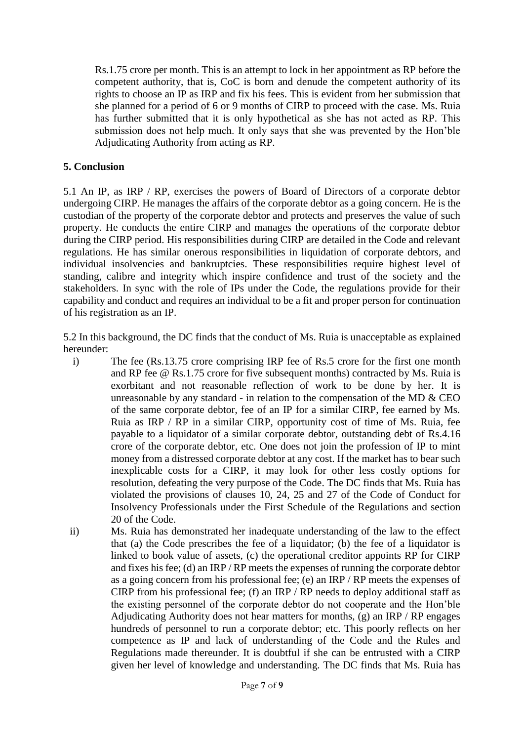Rs.1.75 crore per month. This is an attempt to lock in her appointment as RP before the competent authority, that is, CoC is born and denude the competent authority of its rights to choose an IP as IRP and fix his fees. This is evident from her submission that she planned for a period of 6 or 9 months of CIRP to proceed with the case. Ms. Ruia has further submitted that it is only hypothetical as she has not acted as RP. This submission does not help much. It only says that she was prevented by the Hon'ble Adjudicating Authority from acting as RP.

**5. Conclusion**

5.1 An IP, as IRP / RP, exercises the powers of Board of Directors of a corporate debtor undergoing CIRP. He manages the affairs of the corporate debtor as a going concern. He is the custodian of the property of the corporate debtor and protects and preserves the value of such property. He conducts the entire CIRP and manages the operations of the corporate debtor during the CIRP period. His responsibilities during CIRP are detailed in the Code and relevant regulations. He has similar onerous responsibilities in liquidation of corporate debtors, and individual insolvencies and bankruptcies. These responsibilities require highest level of standing, calibre and integrity which inspire confidence and trust of the society and the stakeholders. In sync with the role of IPs under the Code, the regulations provide for their capability and conduct and requires an individual to be a fit and proper person for continuation of his registration as an IP.

5.2 In this background, the DC finds that the conduct of Ms. Ruia is unacceptable as explained hereunder:

i) The fee (Rs.13.75 crore comprising IRP fee of Rs.5 crore for the first one month and RP fee @ Rs.1.75 crore for five subsequent months) contracted by Ms. Ruia is exorbitant and not reasonable reflection of work to be done by her. It is unreasonable by any standard - in relation to the compensation of the MD & CEO of the same corporate debtor, fee of an IP for a similar CIRP, fee earned by Ms. Ruia as IRP / RP in a similar CIRP, opportunity cost of time of Ms. Ruia, fee payable to a liquidator of a similar corporate debtor, outstanding debt of Rs.4.16 crore of the corporate debtor, etc. One does not join the profession of IP to mint money from a distressed corporate debtor at any cost. If the market has to bear such inexplicable costs for a CIRP, it may look for other less costly options for resolution, defeating the very purpose of the Code. The DC finds that Ms. Ruia has violated the provisions of clauses 10, 24, 25 and 27 of the Code of Conduct for Insolvency Professionals under the First Schedule of the Regulations and section 20 of the Code.

ii) Ms. Ruia has demonstrated her inadequate understanding of the law to the effect that (a) the Code prescribes the fee of a liquidator; (b) the fee of a liquidator is linked to book value of assets, (c) the operational creditor appoints RP for CIRP and fixes his fee; (d) an IRP / RP meets the expenses of running the corporate debtor as a going concern from his professional fee; (e) an IRP / RP meets the expenses of CIRP from his professional fee; (f) an IRP / RP needs to deploy additional staff as the existing personnel of the corporate debtor do not cooperate and the Hon'ble Adjudicating Authority does not hear matters for months, (g) an IRP / RP engages hundreds of personnel to run a corporate debtor; etc. This poorly reflects on her competence as IP and lack of understanding of the Code and the Rules and Regulations made thereunder. It is doubtful if she can be entrusted with a CIRP given her level of knowledge and understanding. The DC finds that Ms. Ruia has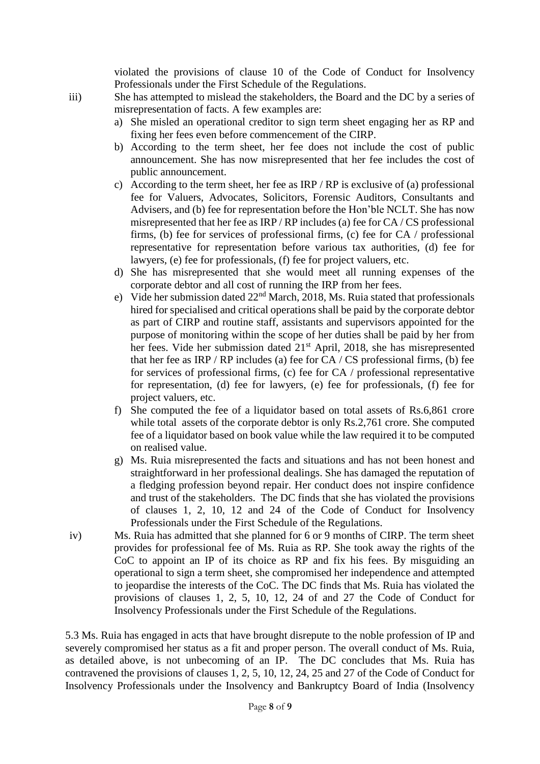violated the provisions of clause 10 of the Code of Conduct for Insolvency Professionals under the First Schedule of the Regulations.

iii) She has attempted to mislead the stakeholders, the Board and the DC by a series of misrepresentation of facts. A few examples are:

a) She misled an operational creditor to sign term sheet engaging her as RP and fixing her fees even before commencement of the CIRP.

b) According to the term sheet, her fee does not include the cost of public announcement. She has now misrepresented that her fee includes the cost of public announcement.

c) According to the term sheet, her fee as IRP / RP is exclusive of (a) professional fee for Valuers, Advocates, Solicitors, Forensic Auditors, Consultants and Advisers, and (b) fee for representation before the Hon'ble NCLT. She has now misrepresented that her fee as IRP / RP includes (a) fee for CA / CS professional firms, (b) fee for services of professional firms, (c) fee for CA / professional representative for representation before various tax authorities, (d) fee for lawyers, (e) fee for professionals, (f) fee for project valuers, etc.

d) She has misrepresented that she would meet all running expenses of the corporate debtor and all cost of running the IRP from her fees.

e) Vide her submission dated 22nd March, 2018, Ms. Ruia stated that professionals hired for specialised and critical operations shall be paid by the corporate debtor as part of CIRP and routine staff, assistants and supervisors appointed for the purpose of monitoring within the scope of her duties shall be paid by her from her fees. Vide her submission dated 21st April, 2018, she has misrepresented that her fee as IRP / RP includes (a) fee for CA / CS professional firms, (b) fee for services of professional firms, (c) fee for CA / professional representative for representation, (d) fee for lawyers, (e) fee for professionals, (f) fee for project valuers, etc.

f) She computed the fee of a liquidator based on total assets of Rs.6,861 crore while total assets of the corporate debtor is only Rs.2,761 crore. She computed fee of a liquidator based on book value while the law required it to be computed on realised value.

g) Ms. Ruia misrepresented the facts and situations and has not been honest and straightforward in her professional dealings. She has damaged the reputation of a fledging profession beyond repair. Her conduct does not inspire confidence and trust of the stakeholders. The DC finds that she has violated the provisions of clauses 1, 2, 10, 12 and 24 of the Code of Conduct for Insolvency Professionals under the First Schedule of the Regulations.

iv) Ms. Ruia has admitted that she planned for 6 or 9 months of CIRP. The term sheet provides for professional fee of Ms. Ruia as RP. She took away the rights of the CoC to appoint an IP of its choice as RP and fix his fees. By misguiding an operational to sign a term sheet, she compromised her independence and attempted to jeopardise the interests of the CoC. The DC finds that Ms. Ruia has violated the provisions of clauses 1, 2, 5, 10, 12, 24 of and 27 the Code of Conduct for Insolvency Professionals under the First Schedule of the Regulations.

5.3 Ms. Ruia has engaged in acts that have brought disrepute to the noble profession of IP and severely compromised her status as a fit and proper person. The overall conduct of Ms. Ruia, as detailed above, is not unbecoming of an IP. The DC concludes that Ms. Ruia has contravened the provisions of clauses 1, 2, 5, 10, 12, 24, 25 and 27 of the Code of Conduct for Insolvency Professionals under the Insolvency and Bankruptcy Board of India (Insolvency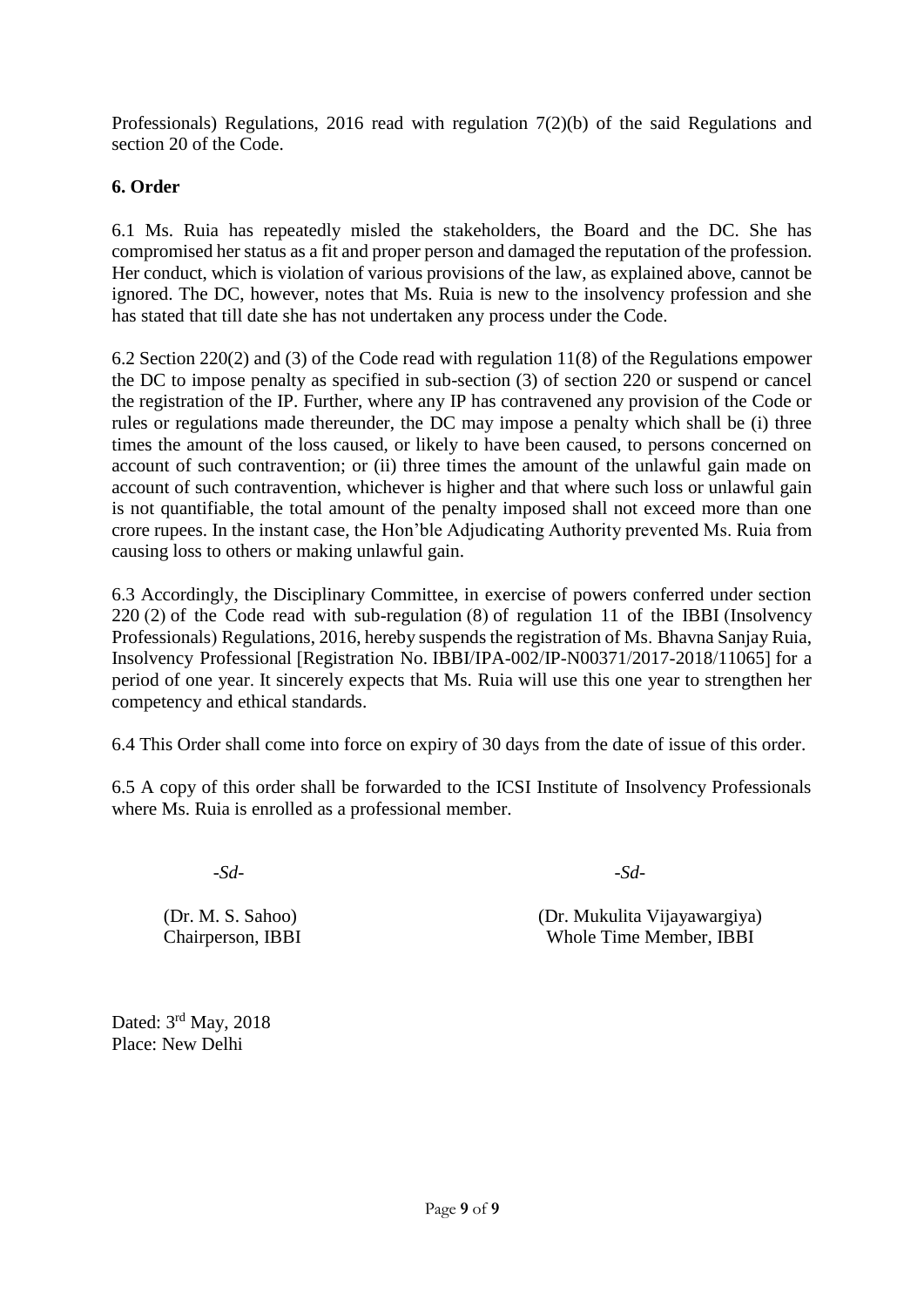Professionals) Regulations, 2016 read with regulation 7(2)(b) of the said Regulations and section 20 of the Code.

**6. Order**

6.1 Ms. Ruia has repeatedly misled the stakeholders, the Board and the DC. She has compromised her status as a fit and proper person and damaged the reputation of the profession. Her conduct, which is violation of various provisions of the law, as explained above, cannot be ignored. The DC, however, notes that Ms. Ruia is new to the insolvency profession and she has stated that till date she has not undertaken any process under the Code.

6.2 Section 220(2) and (3) of the Code read with regulation 11(8) of the Regulations empower the DC to impose penalty as specified in sub-section (3) of section 220 or suspend or cancel the registration of the IP. Further, where any IP has contravened any provision of the Code or rules or regulations made thereunder, the DC may impose a penalty which shall be (i) three times the amount of the loss caused, or likely to have been caused, to persons concerned on account of such contravention; or (ii) three times the amount of the unlawful gain made on account of such contravention, whichever is higher and that where such loss or unlawful gain is not quantifiable, the total amount of the penalty imposed shall not exceed more than one crore rupees. In the instant case, the Hon'ble Adjudicating Authority prevented Ms. Ruia from causing loss to others or making unlawful gain.

6.3 Accordingly, the Disciplinary Committee, in exercise of powers conferred under section 220 (2) of the Code read with sub-regulation (8) of regulation 11 of the IBBI (Insolvency Professionals) Regulations, 2016, hereby suspends the registration of Ms. Bhavna Sanjay Ruia, Insolvency Professional [Registration No. IBBI/IPA-002/IP-N00371/2017-2018/11065] for a period of one year. It sincerely expects that Ms. Ruia will use this one year to strengthen her competency and ethical standards.

6.4 This Order shall come into force on expiry of 30 days from the date of issue of this order.

6.5 A copy of this order shall be forwarded to the ICSI Institute of Insolvency Professionals where Ms. Ruia is enrolled as a professional member.

*-Sd-*

(Dr. M. S. Sahoo)
Chairperson, IBBI

*-Sd-*

(Dr. Mukulita Vijayawargiya)
Whole Time Member, IBBI

Dated: 3rd May, 2018
Place: New Delhi